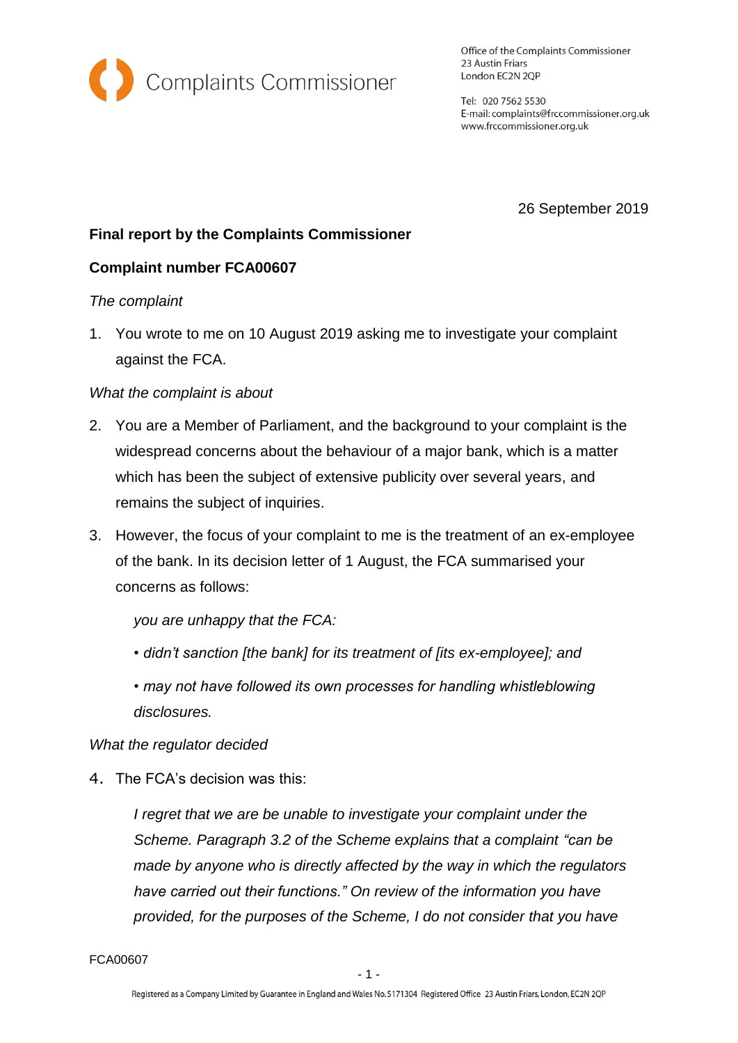Complaints Commissioner

Office of the Complaints Commissioner
23 Austin Friars
London EC2N 2QP

Tel: 020 7562 5530
E-mail: complaints@frccommissioner.org.uk
www.frccommissioner.org.uk

26 September 2019

**Final report by the Complaints Commissioner**

**Complaint number FCA00607**

*The complaint*

1. You wrote to me on 10 August 2019 asking me to investigate your complaint against the FCA.

*What the complaint is about*

2. You are a Member of Parliament, and the background to your complaint is the widespread concerns about the behaviour of a major bank, which is a matter which has been the subject of extensive publicity over several years, and remains the subject of inquiries.

3. However, the focus of your complaint to me is the treatment of an ex-employee of the bank. In its decision letter of 1 August, the FCA summarised your concerns as follows:

   *you are unhappy that the FCA:*

   *• didn't sanction [the bank] for its treatment of [its ex-employee]; and*

   *• may not have followed its own processes for handling whistleblowing disclosures.*

*What the regulator decided*

4. The FCA's decision was this:

   *I regret that we are be unable to investigate your complaint under the Scheme. Paragraph 3.2 of the Scheme explains that a complaint "can be made by anyone who is directly affected by the way in which the regulators have carried out their functions." On review of the information you have provided, for the purposes of the Scheme, I do not consider that you have*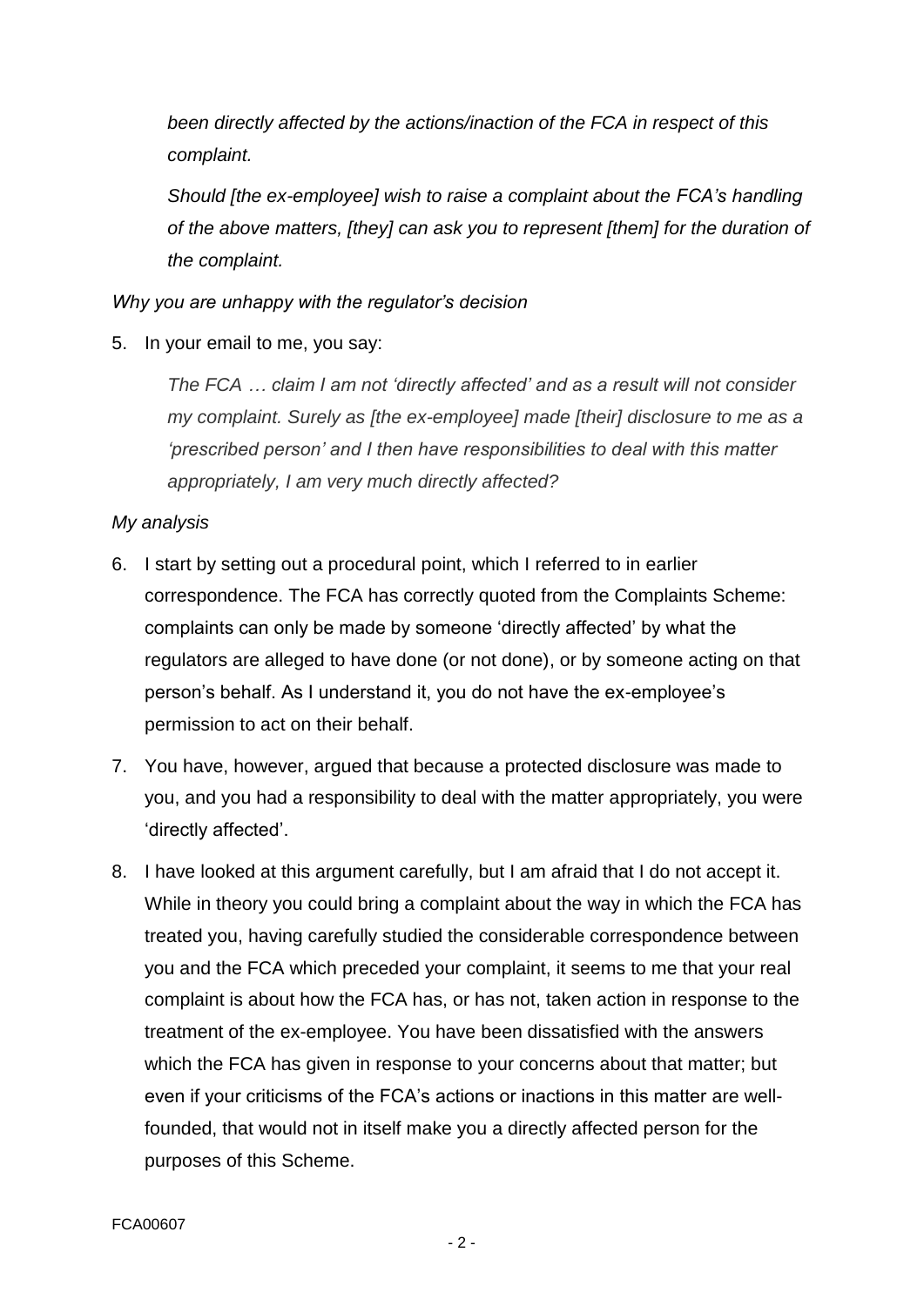*been directly affected by the actions/inaction of the FCA in respect of this complaint.*

*Should [the ex-employee] wish to raise a complaint about the FCA's handling of the above matters, [they] can ask you to represent [them] for the duration of the complaint.*

*Why you are unhappy with the regulator's decision*

5. In your email to me, you say:

    *The FCA … claim I am not 'directly affected' and as a result will not consider my complaint. Surely as [the ex-employee] made [their] disclosure to me as a 'prescribed person' and I then have responsibilities to deal with this matter appropriately, I am very much directly affected?*

*My analysis*

6. I start by setting out a procedural point, which I referred to in earlier correspondence. The FCA has correctly quoted from the Complaints Scheme: complaints can only be made by someone 'directly affected' by what the regulators are alleged to have done (or not done), or by someone acting on that person's behalf. As I understand it, you do not have the ex-employee's permission to act on their behalf.

7. You have, however, argued that because a protected disclosure was made to you, and you had a responsibility to deal with the matter appropriately, you were 'directly affected'.

8. I have looked at this argument carefully, but I am afraid that I do not accept it. While in theory you could bring a complaint about the way in which the FCA has treated you, having carefully studied the considerable correspondence between you and the FCA which preceded your complaint, it seems to me that your real complaint is about how the FCA has, or has not, taken action in response to the treatment of the ex-employee. You have been dissatisfied with the answers which the FCA has given in response to your concerns about that matter; but even if your criticisms of the FCA's actions or inactions in this matter are well-founded, that would not in itself make you a directly affected person for the purposes of this Scheme.

FCA00607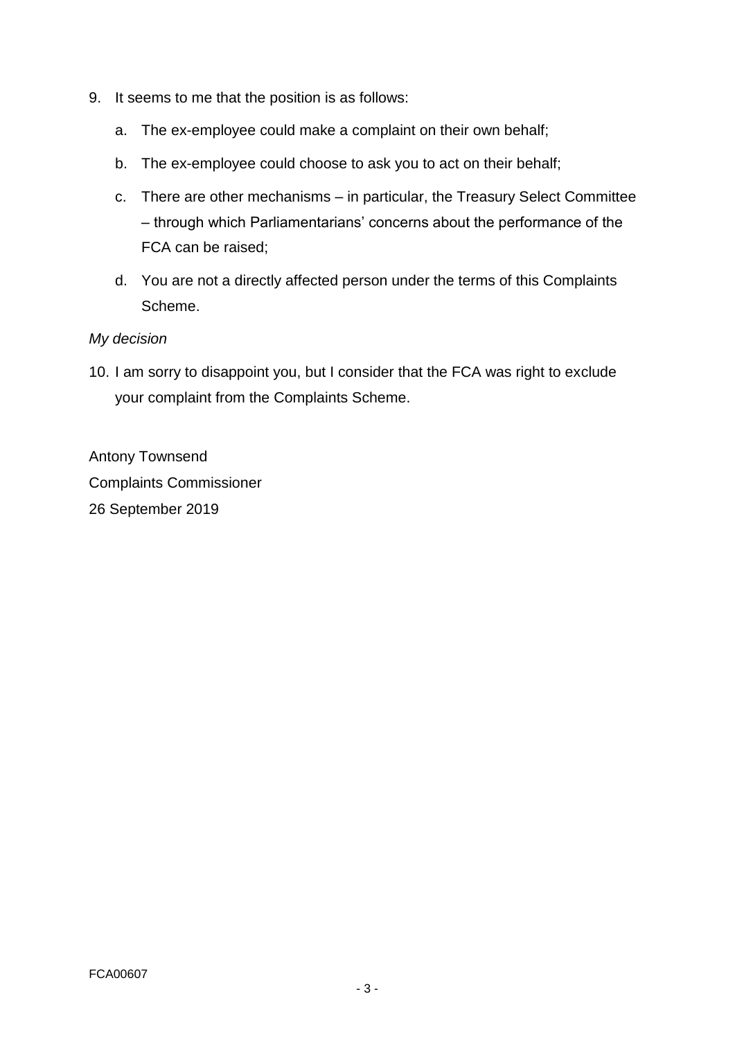9. It seems to me that the position is as follows:

    a. The ex-employee could make a complaint on their own behalf;

    b. The ex-employee could choose to ask you to act on their behalf;

    c. There are other mechanisms – in particular, the Treasury Select Committee – through which Parliamentarians' concerns about the performance of the FCA can be raised;

    d. You are not a directly affected person under the terms of this Complaints Scheme.

*My decision*

10. I am sorry to disappoint you, but I consider that the FCA was right to exclude your complaint from the Complaints Scheme.

Antony Townsend
Complaints Commissioner
26 September 2019

FCA00607